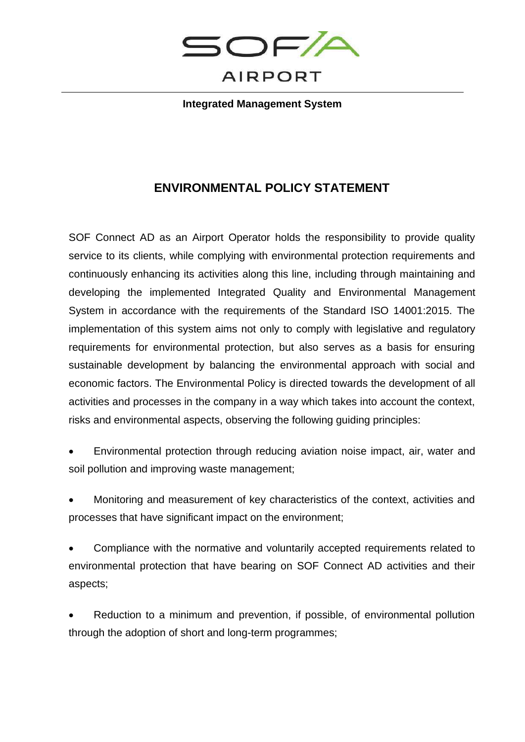**Integrated Management System**

## ENVIRONMENTAL POLICY STATEMENT

SOF Connect AD as an Airport Operator holds the responsibility to provide quality service to its clients, while complying with environmental protection requirements and continuously enhancing its activities along this line, including through maintaining and developing the implemented Integrated Quality and Environmental Management System in accordance with the requirements of the Standard ISO 14001:2015. The implementation of this system aims not only to comply with legislative and regulatory requirements for environmental protection, but also serves as a basis for ensuring sustainable development by balancing the environmental approach with social and economic factors. The Environmental Policy is directed towards the development of all activities and processes in the company in a way which takes into account the context, risks and environmental aspects, observing the following guiding principles:

- Environmental protection through reducing aviation noise impact, air, water and soil pollution and improving waste management;
- Monitoring and measurement of key characteristics of the context, activities and processes that have significant impact on the environment;
- Compliance with the normative and voluntarily accepted requirements related to environmental protection that have bearing on SOF Connect AD activities and their aspects;
- Reduction to a minimum and prevention, if possible, of environmental pollution through the adoption of short and long-term programmes;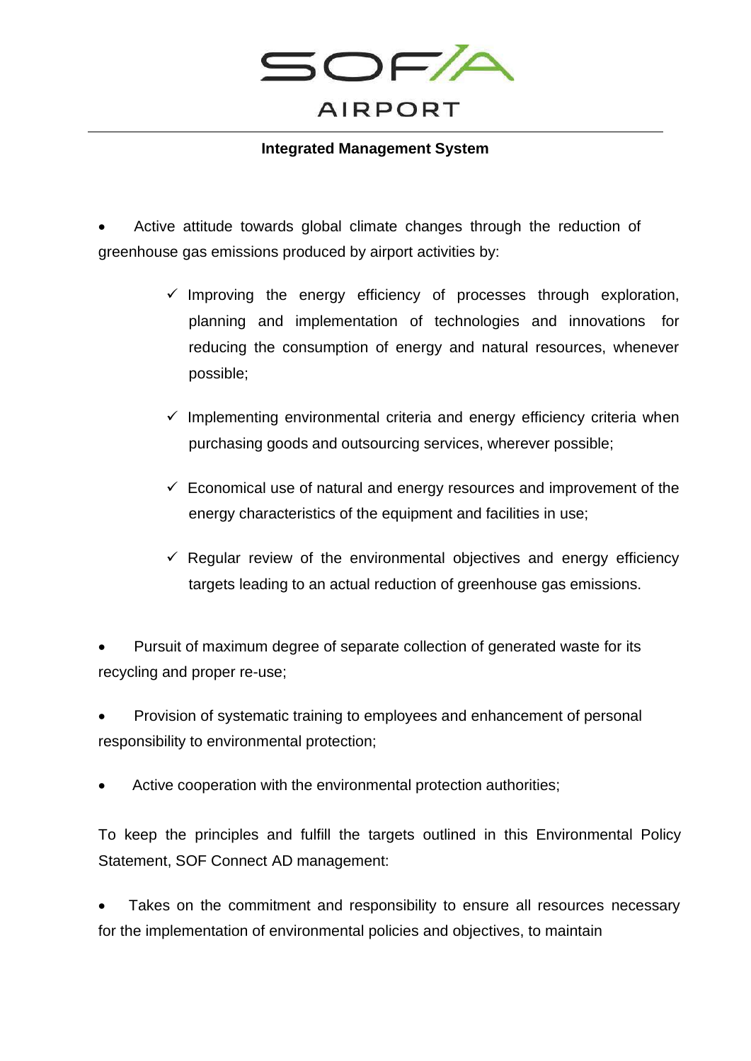- Active attitude towards global climate changes through the reduction of greenhouse gas emissions produced by airport activities by:

    - ✓ Improving the energy efficiency of processes through exploration, planning and implementation of technologies and innovations for reducing the consumption of energy and natural resources, whenever possible;
    - ✓ Implementing environmental criteria and energy efficiency criteria when purchasing goods and outsourcing services, wherever possible;
    - ✓ Economical use of natural and energy resources and improvement of the energy characteristics of the equipment and facilities in use;
    - ✓ Regular review of the environmental objectives and energy efficiency targets leading to an actual reduction of greenhouse gas emissions.

- Pursuit of maximum degree of separate collection of generated waste for its recycling and proper re-use;

- Provision of systematic training to employees and enhancement of personal responsibility to environmental protection;

- Active cooperation with the environmental protection authorities;

To keep the principles and fulfill the targets outlined in this Environmental Policy Statement, SOF Connect AD management:

- Takes on the commitment and responsibility to ensure all resources necessary for the implementation of environmental policies and objectives, to maintain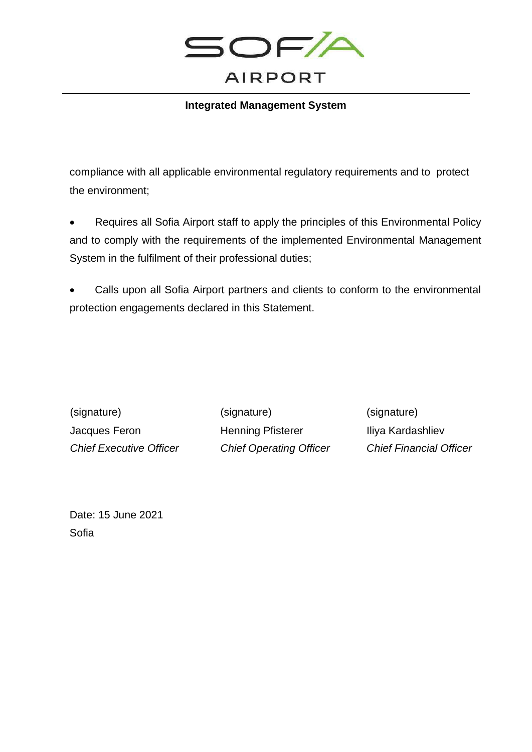compliance with all applicable environmental regulatory requirements and to protect the environment;

- Requires all Sofia Airport staff to apply the principles of this Environmental Policy and to comply with the requirements of the implemented Environmental Management System in the fulfilment of their professional duties;

- Calls upon all Sofia Airport partners and clients to conform to the environmental protection engagements declared in this Statement.

| | | |
|---|---|---|
| (signature) | (signature) | (signature) |
| Jacques Feron | Henning Pfisterer | Iliya Kardashliev |
| *Chief Executive Officer* | *Chief Operating Officer* | *Chief Financial Officer* |

Date: 15 June 2021
Sofia